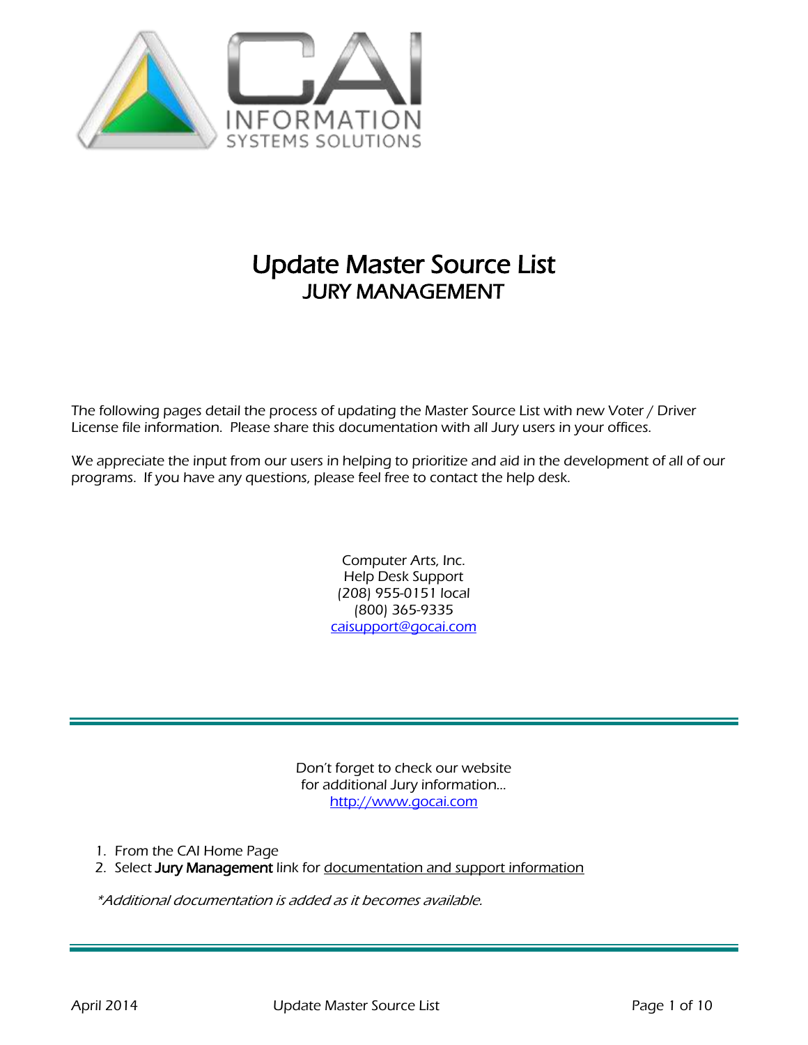# Update Master Source List

## JURY MANAGEMENT

The following pages detail the process of updating the Master Source List with new Voter / Driver License file information. Please share this documentation with all Jury users in your offices.

We appreciate the input from our users in helping to prioritize and aid in the development of all of our programs. If you have any questions, please feel free to contact the help desk.

Computer Arts, Inc.
Help Desk Support
(208) 955-0151 local
(800) 365-9335
caisupport@gocai.com

---

Don't forget to check our website
for additional Jury information…
http://www.gocai.com

1. From the CAI Home Page
2. Select **Jury Management** link for documentation and support information

*\*Additional documentation is added as it becomes available.*

---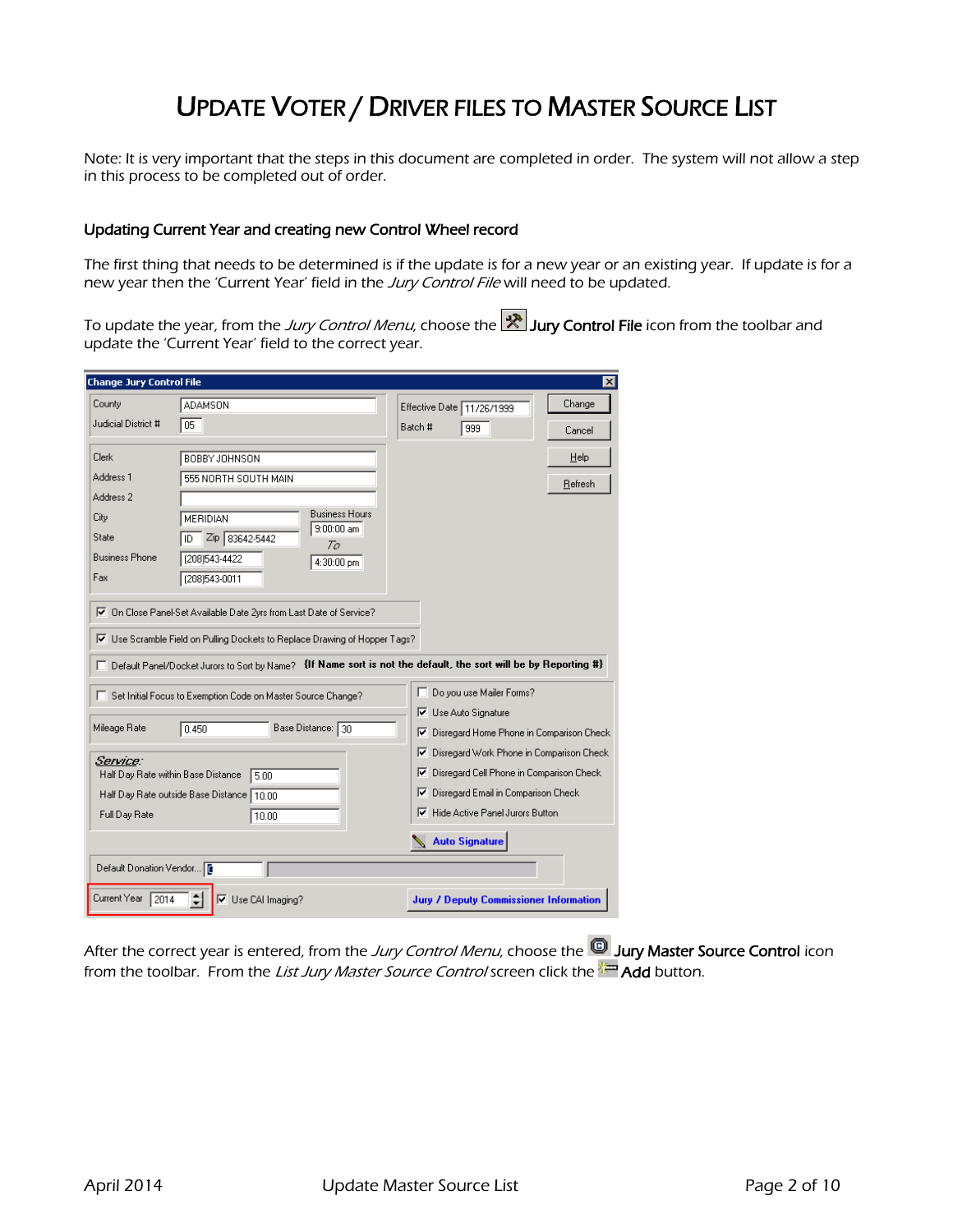# Update Voter / Driver files to Master Source List

Note: It is very important that the steps in this document are completed in order. The system will not allow a step in this process to be completed out of order.

### Updating Current Year and creating new Control Wheel record

The first thing that needs to be determined is if the update is for a new year or an existing year. If update is for a new year then the 'Current Year' field in the *Jury Control File* will need to be updated.

To update the year, from the *Jury Control Menu*, choose the **Jury Control File** icon from the toolbar and update the 'Current Year' field to the correct year.

After the correct year is entered, from the *Jury Control Menu*, choose the **Jury Master Source Control** icon from the toolbar. From the *List Jury Master Source Control* screen click the **Add** button.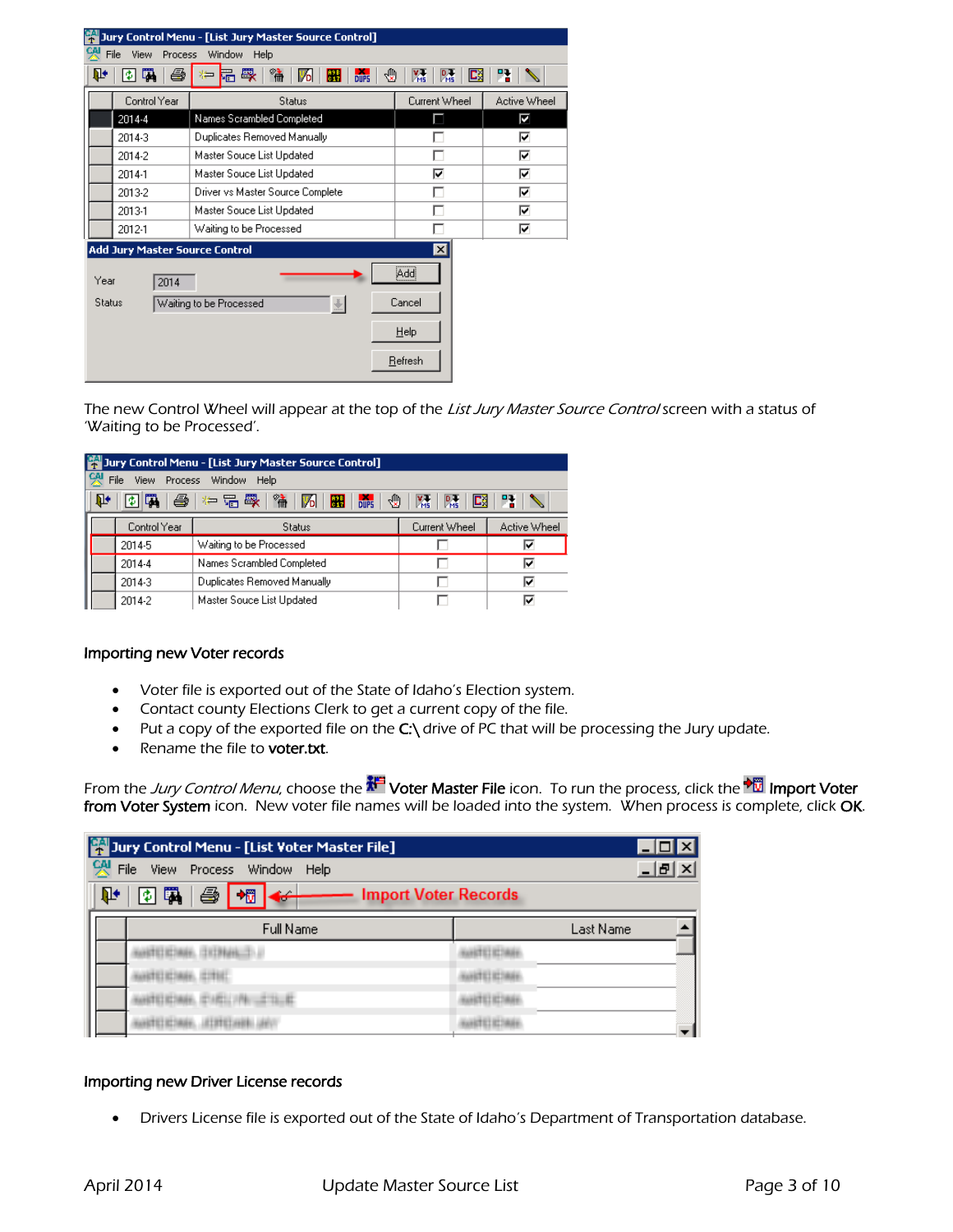The new Control Wheel will appear at the top of the *List Jury Master Source Control* screen with a status of 'Waiting to be Processed'.

### Importing new Voter records

- Voter file is exported out of the State of Idaho's Election system.
- Contact county Elections Clerk to get a current copy of the file.
- Put a copy of the exported file on the **C:\** drive of PC that will be processing the Jury update.
- Rename the file to **voter.txt**.

From the *Jury Control Menu*, choose the **Voter Master File** icon. To run the process, click the **Import Voter from Voter System** icon. New voter file names will be loaded into the system. When process is complete, click **OK**.

### Importing new Driver License records

- Drivers License file is exported out of the State of Idaho's Department of Transportation database.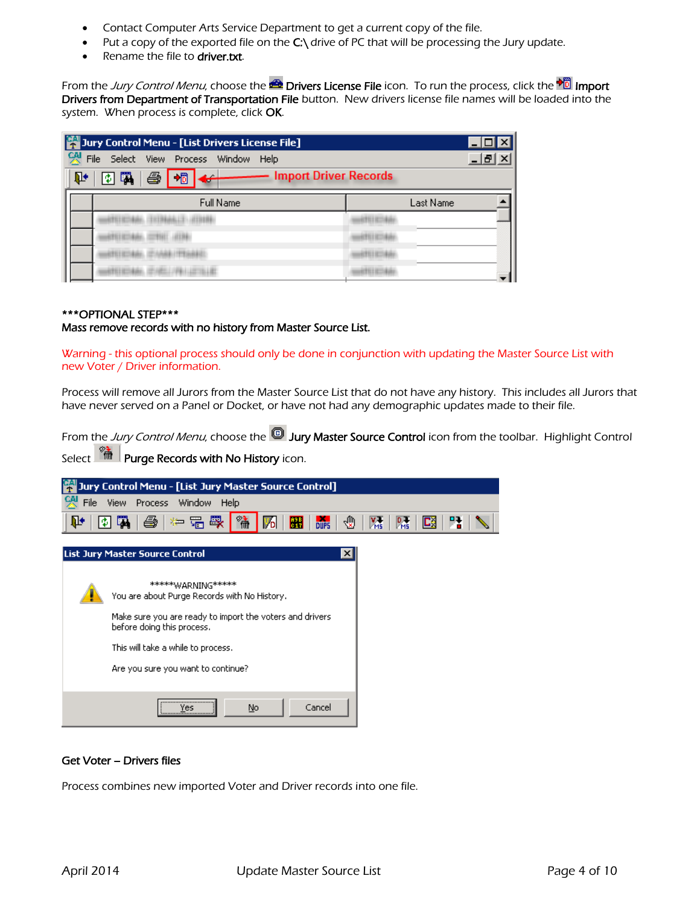- Contact Computer Arts Service Department to get a current copy of the file.
- Put a copy of the exported file on the **C:\** drive of PC that will be processing the Jury update.
- Rename the file to **driver.txt**.

From the *Jury Control Menu*, choose the **Drivers License File** icon. To run the process, click the **Import Drivers from Department of Transportation File** button. New drivers license file names will be loaded into the system. When process is complete, click **OK**.

\*\*\*OPTIONAL STEP\*\*\*
**Mass remove records with no history from Master Source List.**

Warning - this optional process should only be done in conjunction with updating the Master Source List with new Voter / Driver information.

Process will remove all Jurors from the Master Source List that do not have any history. This includes all Jurors that have never served on a Panel or Docket, or have not had any demographic updates made to their file.

From the *Jury Control Menu*, choose the **Jury Master Source Control** icon from the toolbar. Highlight Control Select **Purge Records with No History** icon.

**Get Voter – Drivers files**

Process combines new imported Voter and Driver records into one file.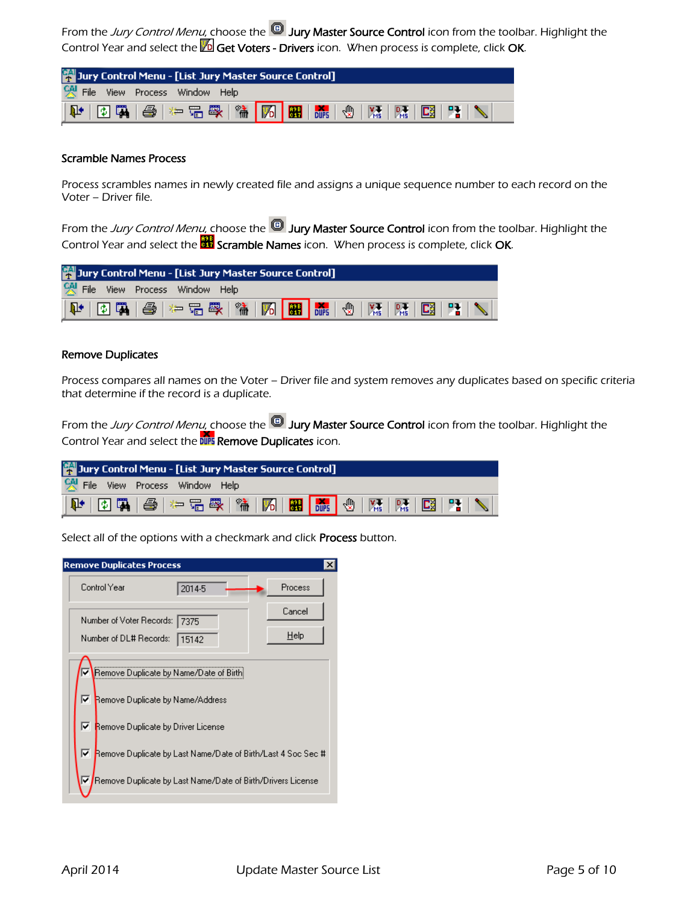From the *Jury Control Menu*, choose the Jury Master Source Control icon from the toolbar. Highlight the Control Year and select the Get Voters - Drivers icon. When process is complete, click **OK**.

### Scramble Names Process

Process scrambles names in newly created file and assigns a unique sequence number to each record on the Voter – Driver file.

From the *Jury Control Menu*, choose the Jury Master Source Control icon from the toolbar. Highlight the Control Year and select the Scramble Names icon. When process is complete, click **OK**.

### Remove Duplicates

Process compares all names on the Voter – Driver file and system removes any duplicates based on specific criteria that determine if the record is a duplicate.

From the *Jury Control Menu*, choose the Jury Master Source Control icon from the toolbar. Highlight the Control Year and select the Remove Duplicates icon.

Select all of the options with a checkmark and click **Process** button.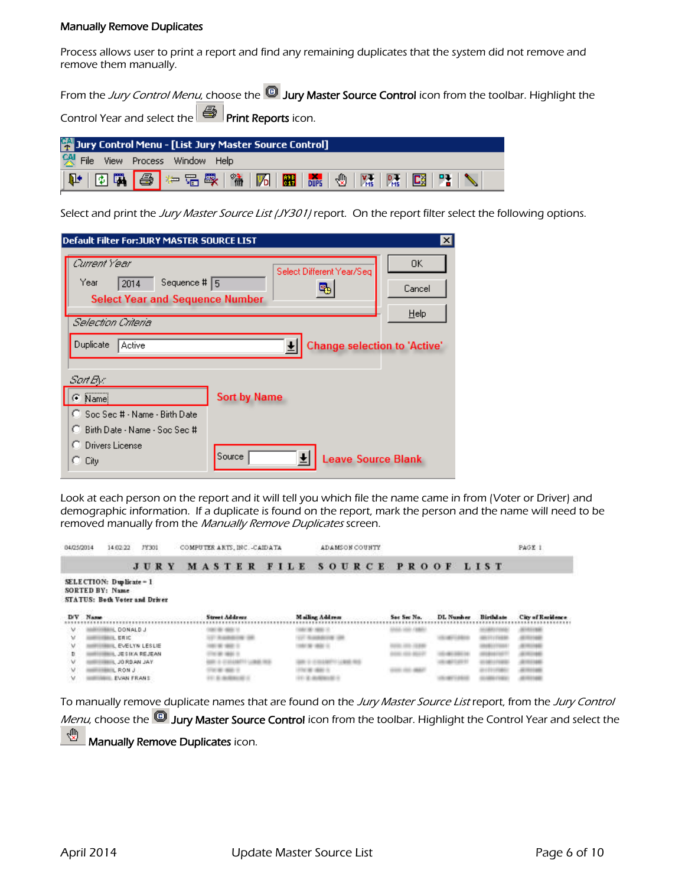Manually Remove Duplicates

Process allows user to print a report and find any remaining duplicates that the system did not remove and remove them manually.

From the *Jury Control Menu*, choose the **Jury Master Source Control** icon from the toolbar. Highlight the Control Year and select the **Print Reports** icon.

Select and print the *Jury Master Source List (JY301)* report. On the report filter select the following options.

Look at each person on the report and it will tell you which file the name came in from (Voter or Driver) and demographic information. If a duplicate is found on the report, mark the person and the name will need to be removed manually from the *Manually Remove Duplicates* screen.

To manually remove duplicate names that are found on the *Jury Master Source List* report, from the *Jury Control Menu*, choose the **Jury Master Source Control** icon from the toolbar. Highlight the Control Year and select the **Manually Remove Duplicates** icon.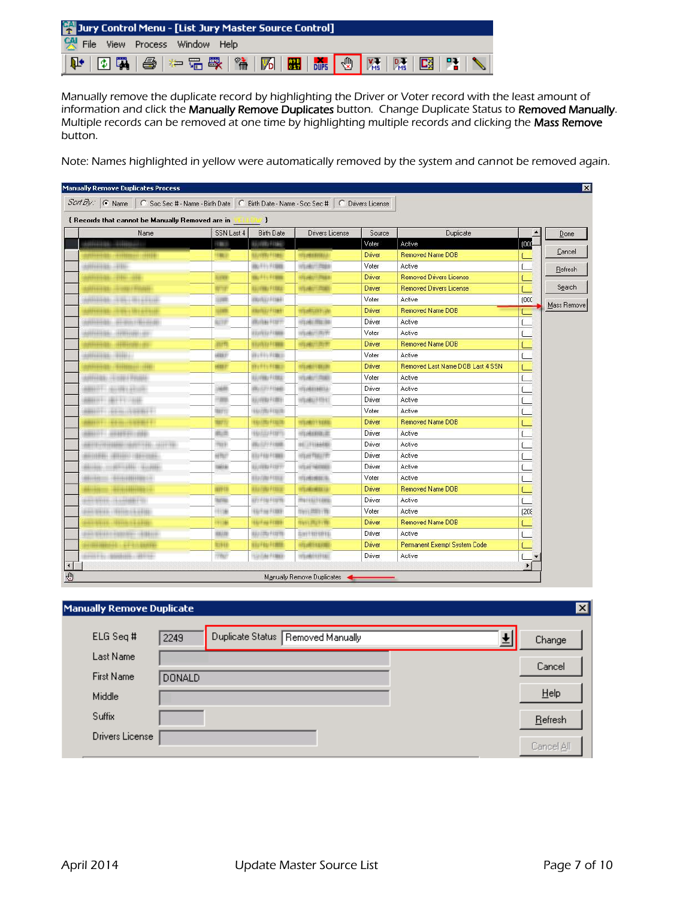Manually remove the duplicate record by highlighting the Driver or Voter record with the least amount of information and click the **Manually Remove Duplicates** button. Change Duplicate Status to **Removed Manually**. Multiple records can be removed at one time by highlighting multiple records and clicking the **Mass Remove** button.

Note: Names highlighted in yellow were automatically removed by the system and cannot be removed again.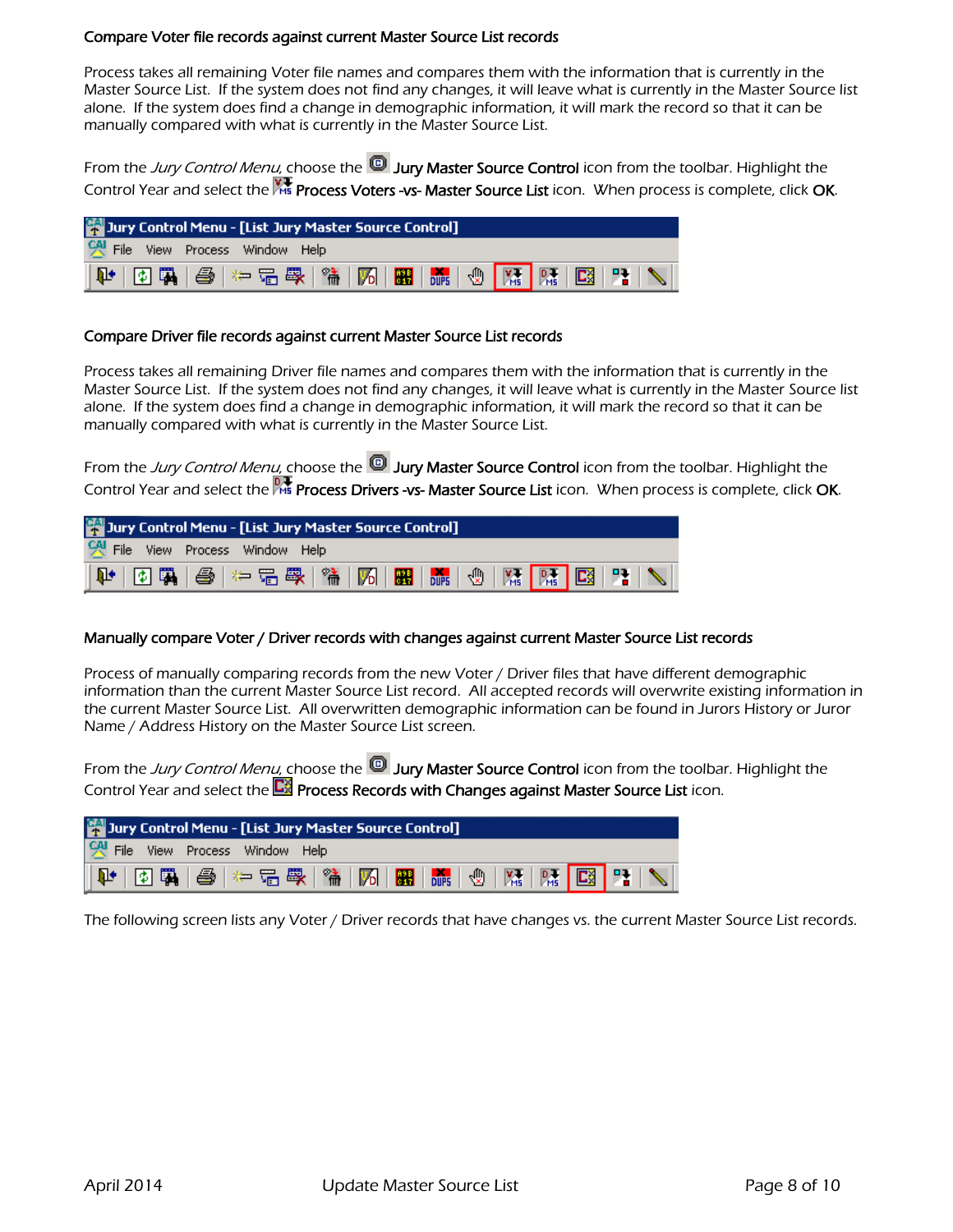### Compare Voter file records against current Master Source List records

Process takes all remaining Voter file names and compares them with the information that is currently in the Master Source List. If the system does not find any changes, it will leave what is currently in the Master Source list alone. If the system does find a change in demographic information, it will mark the record so that it can be manually compared with what is currently in the Master Source List.

From the *Jury Control Menu*, choose the **Jury Master Source Control** icon from the toolbar. Highlight the Control Year and select the **Process Voters -vs- Master Source List** icon. When process is complete, click **OK**.

Jury Control Menu - [List Jury Master Source Control]

File View Process Window Help

### Compare Driver file records against current Master Source List records

Process takes all remaining Driver file names and compares them with the information that is currently in the Master Source List. If the system does not find any changes, it will leave what is currently in the Master Source list alone. If the system does find a change in demographic information, it will mark the record so that it can be manually compared with what is currently in the Master Source List.

From the *Jury Control Menu*, choose the **Jury Master Source Control** icon from the toolbar. Highlight the Control Year and select the **Process Drivers -vs- Master Source List** icon. When process is complete, click **OK**.

Jury Control Menu - [List Jury Master Source Control]

File View Process Window Help

### Manually compare Voter / Driver records with changes against current Master Source List records

Process of manually comparing records from the new Voter / Driver files that have different demographic information than the current Master Source List record. All accepted records will overwrite existing information in the current Master Source List. All overwritten demographic information can be found in Jurors History or Juror Name / Address History on the Master Source List screen.

From the *Jury Control Menu*, choose the **Jury Master Source Control** icon from the toolbar. Highlight the Control Year and select the **Process Records with Changes against Master Source List** icon.

Jury Control Menu - [List Jury Master Source Control]

File View Process Window Help

The following screen lists any Voter / Driver records that have changes vs. the current Master Source List records.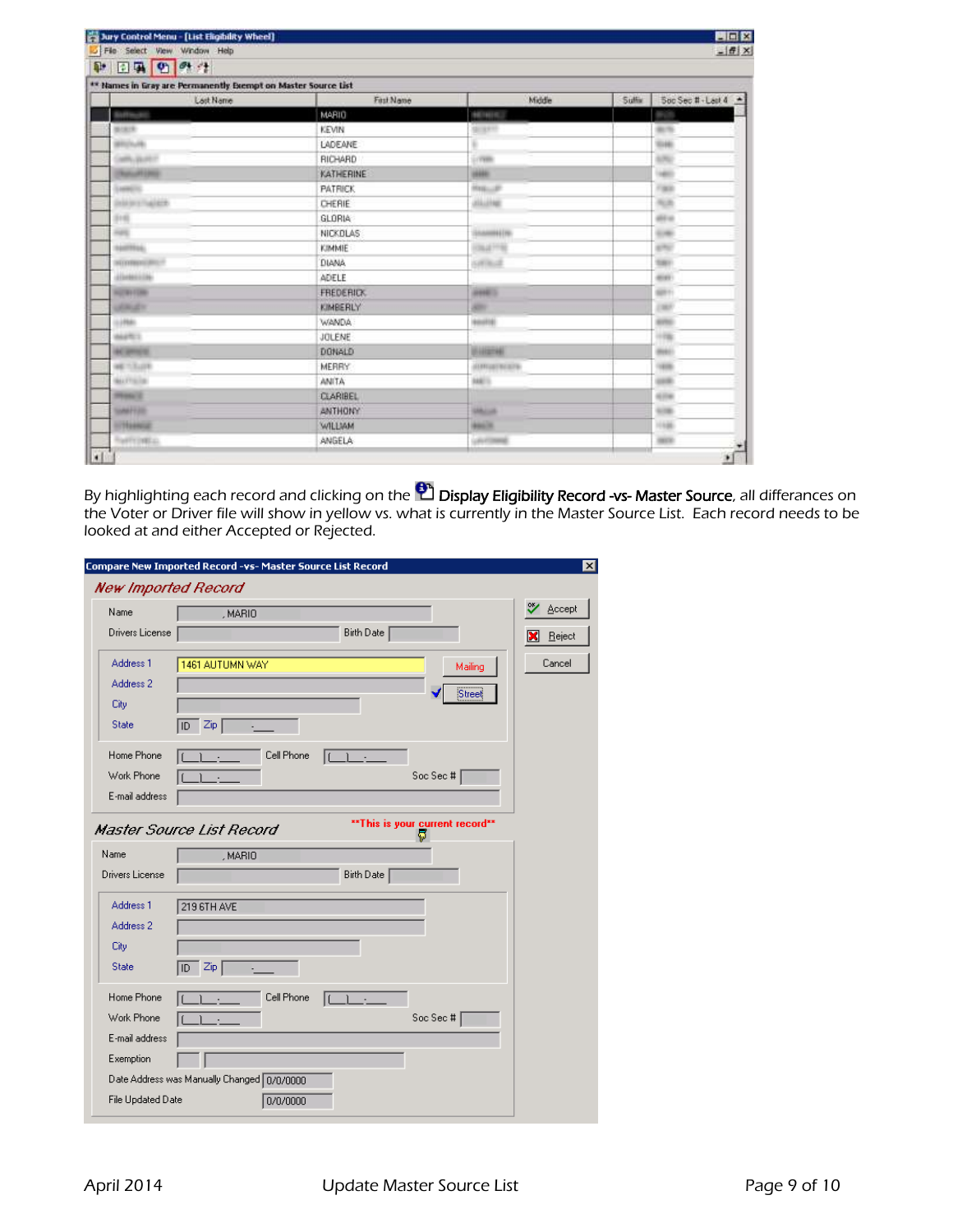By highlighting each record and clicking on the **Display Eligibility Record -vs- Master Source**, all differances on the Voter or Driver file will show in yellow vs. what is currently in the Master Source List. Each record needs to be looked at and either Accepted or Rejected.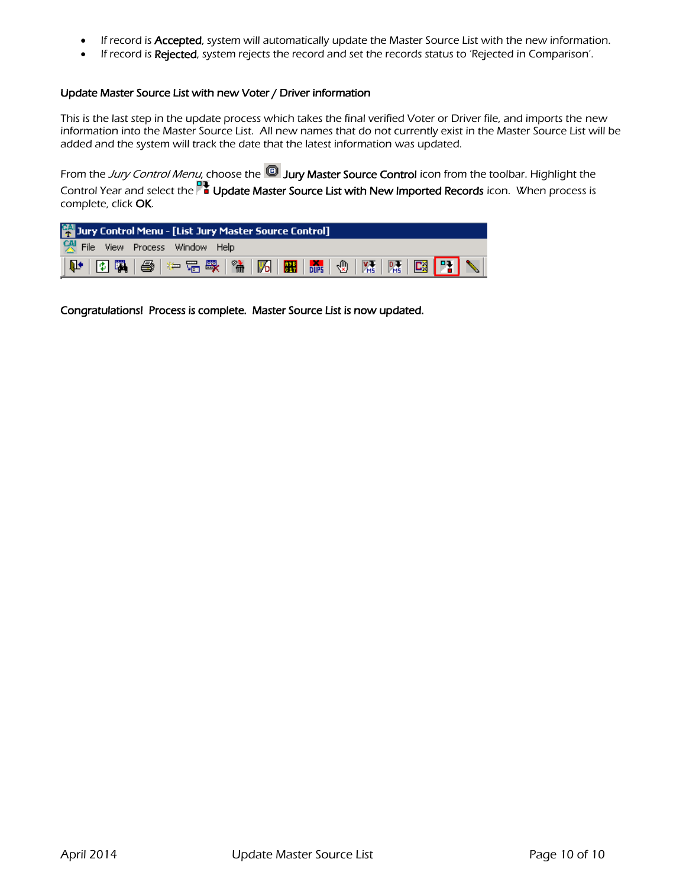- If record is **Accepted**, system will automatically update the Master Source List with the new information.
- If record is **Rejected**, system rejects the record and set the records status to 'Rejected in Comparison'.

## Update Master Source List with new Voter / Driver information

This is the last step in the update process which takes the final verified Voter or Driver file, and imports the new information into the Master Source List. All new names that do not currently exist in the Master Source List will be added and the system will track the date that the latest information was updated.

From the *Jury Control Menu*, choose the **Jury Master Source Control** icon from the toolbar. Highlight the Control Year and select the **Update Master Source List with New Imported Records** icon. When process is complete, click **OK**.

Jury Control Menu - [List Jury Master Source Control]

File View Process Window Help

**Congratulations! Process is complete. Master Source List is now updated.**